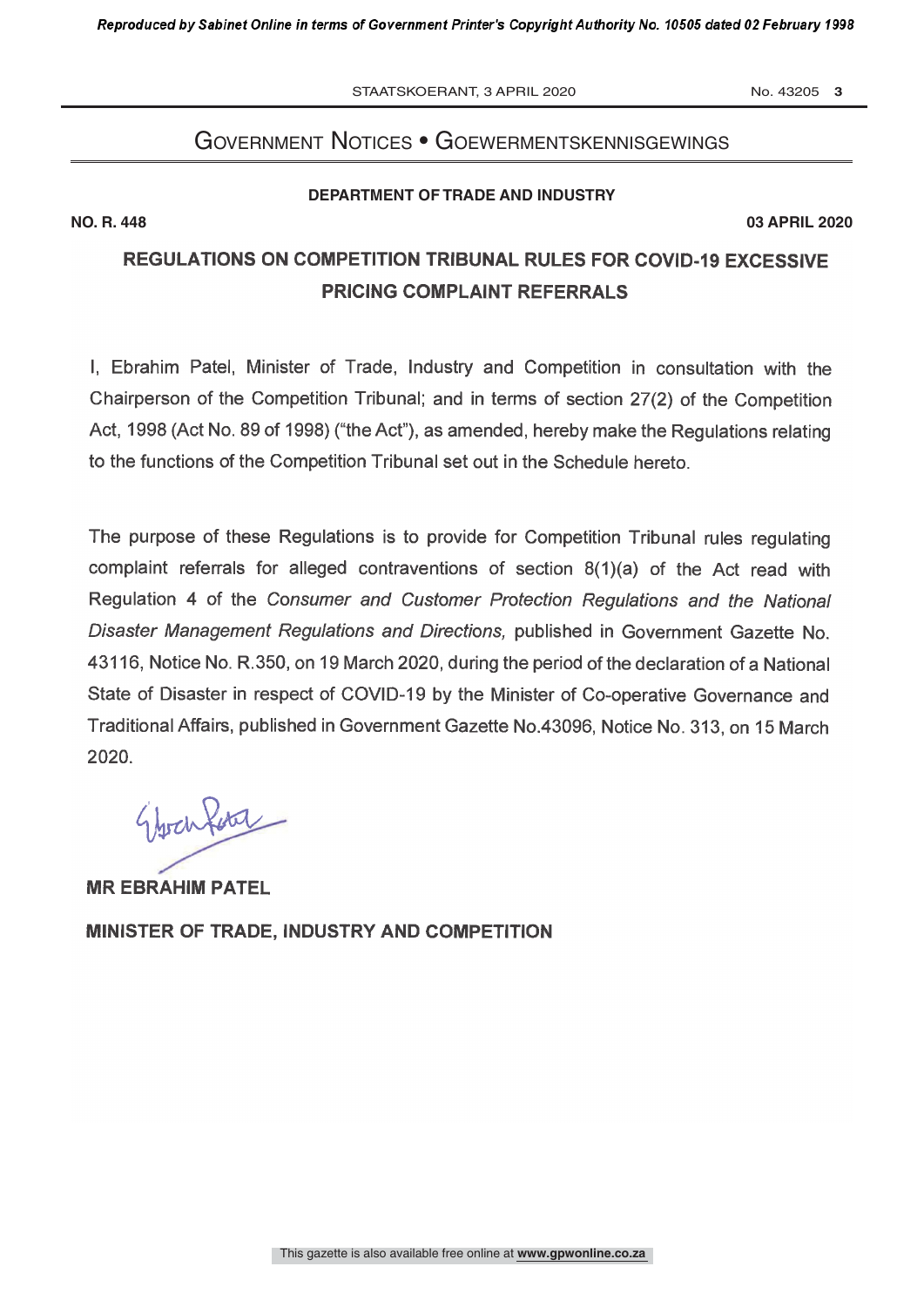# Government Notices • Goewermentskennisgewings

**DEPARTMENT OF TRADE AND INDUSTRY**

**NO. R. 448** **03 APRIL 2020**

## REGULATIONS ON COMPETITION TRIBUNAL RULES FOR COVID-19 EXCESSIVE PRICING COMPLAINT REFERRALS

I, Ebrahim Patel, Minister of Trade, Industry and Competition in consultation with the Chairperson of the Competition Tribunal; and in terms of section 27(2) of the Competition Act, 1998 (Act No. 89 of 1998) ("the Act"), as amended, hereby make the Regulations relating to the functions of the Competition Tribunal set out in the Schedule hereto.

The purpose of these Regulations is to provide for Competition Tribunal rules regulating complaint referrals for alleged contraventions of section 8(1)(a) of the Act read with Regulation 4 of the *Consumer and Customer Protection Regulations and the National Disaster Management Regulations and Directions,* published in Government Gazette No. 43116, Notice No. R.350, on 19 March 2020, during the period of the declaration of a National State of Disaster in respect of COVID-19 by the Minister of Co-operative Governance and Traditional Affairs, published in Government Gazette No.43096, Notice No. 313, on 15 March 2020.

**MR EBRAHIM PATEL**

**MINISTER OF TRADE, INDUSTRY AND COMPETITION**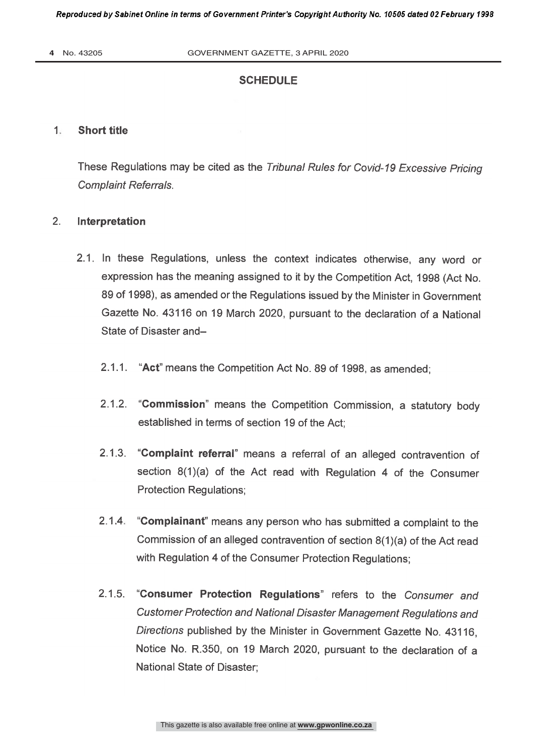## SCHEDULE

### 1. Short title

These Regulations may be cited as the *Tribunal Rules for Covid-19 Excessive Pricing Complaint Referrals*.

### 2. Interpretation

2.1. In these Regulations, unless the context indicates otherwise, any word or expression has the meaning assigned to it by the Competition Act, 1998 (Act No. 89 of 1998), as amended or the Regulations issued by the Minister in Government Gazette No. 43116 on 19 March 2020, pursuant to the declaration of a National State of Disaster and–

2.1.1. "**Act**" means the Competition Act No. 89 of 1998, as amended;

2.1.2. "**Commission**" means the Competition Commission, a statutory body established in terms of section 19 of the Act;

2.1.3. "**Complaint referral**" means a referral of an alleged contravention of section 8(1)(a) of the Act read with Regulation 4 of the Consumer Protection Regulations;

2.1.4. "**Complainant**" means any person who has submitted a complaint to the Commission of an alleged contravention of section 8(1)(a) of the Act read with Regulation 4 of the Consumer Protection Regulations;

2.1.5. "**Consumer Protection Regulations**" refers to the *Consumer and Customer Protection and National Disaster Management Regulations and Directions* published by the Minister in Government Gazette No. 43116, Notice No. R.350, on 19 March 2020, pursuant to the declaration of a National State of Disaster;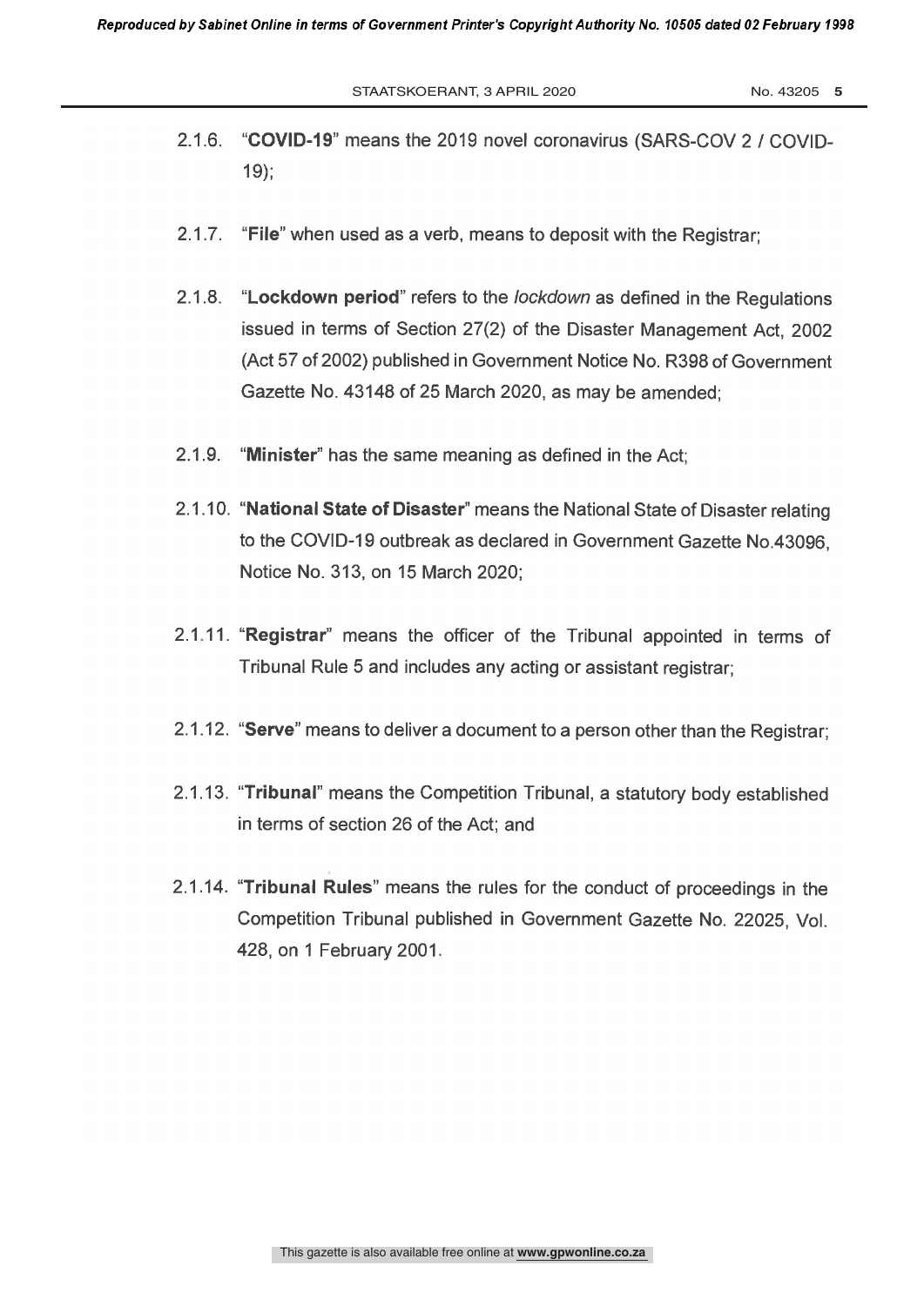2.1.6. "**COVID-19**" means the 2019 novel coronavirus (SARS-COV 2 / COVID-19);

2.1.7. "**File**" when used as a verb, means to deposit with the Registrar;

2.1.8. "**Lockdown period**" refers to the *lockdown* as defined in the Regulations issued in terms of Section 27(2) of the Disaster Management Act, 2002 (Act 57 of 2002) published in Government Notice No. R398 of Government Gazette No. 43148 of 25 March 2020, as may be amended;

2.1.9. "**Minister**" has the same meaning as defined in the Act;

2.1.10. "**National State of Disaster**" means the National State of Disaster relating to the COVID-19 outbreak as declared in Government Gazette No.43096, Notice No. 313, on 15 March 2020;

2.1.11. "**Registrar**" means the officer of the Tribunal appointed in terms of Tribunal Rule 5 and includes any acting or assistant registrar;

2.1.12. "**Serve**" means to deliver a document to a person other than the Registrar;

2.1.13. "**Tribunal**" means the Competition Tribunal, a statutory body established in terms of section 26 of the Act; and

2.1.14. "**Tribunal Rules**" means the rules for the conduct of proceedings in the Competition Tribunal published in Government Gazette No. 22025, Vol. 428, on 1 February 2001.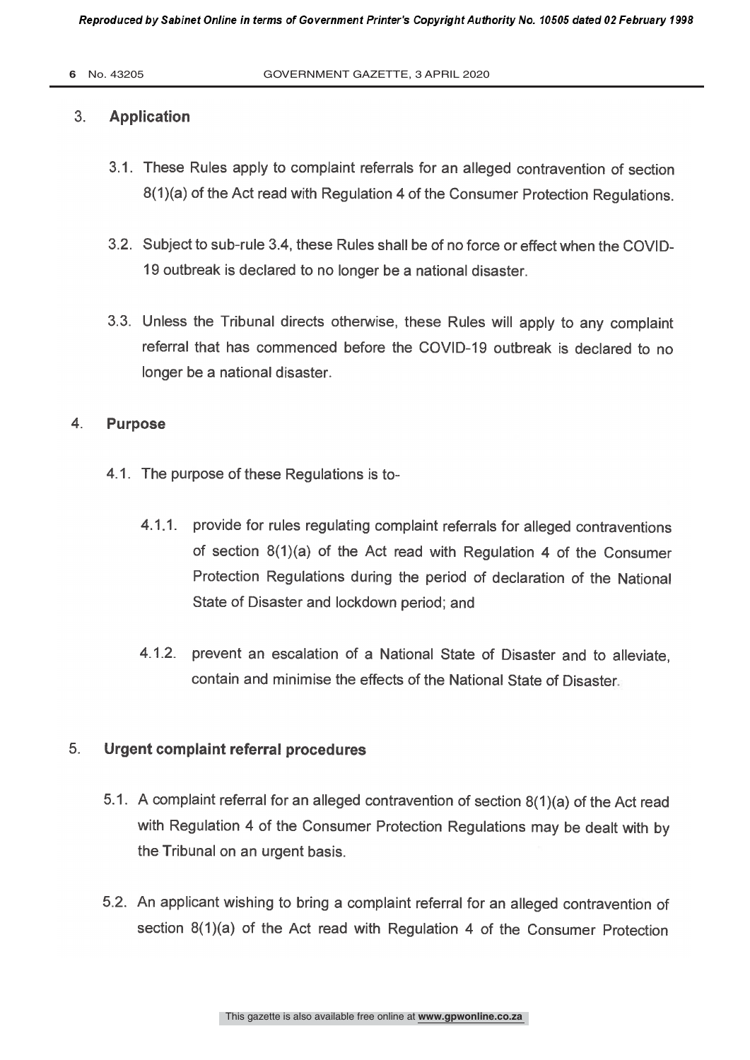## 3. Application

3.1. These Rules apply to complaint referrals for an alleged contravention of section 8(1)(a) of the Act read with Regulation 4 of the Consumer Protection Regulations.

3.2. Subject to sub-rule 3.4, these Rules shall be of no force or effect when the COVID-19 outbreak is declared to no longer be a national disaster.

3.3. Unless the Tribunal directs otherwise, these Rules will apply to any complaint referral that has commenced before the COVID-19 outbreak is declared to no longer be a national disaster.

## 4. Purpose

4.1. The purpose of these Regulations is to-

4.1.1. provide for rules regulating complaint referrals for alleged contraventions of section 8(1)(a) of the Act read with Regulation 4 of the Consumer Protection Regulations during the period of declaration of the National State of Disaster and lockdown period; and

4.1.2. prevent an escalation of a National State of Disaster and to alleviate, contain and minimise the effects of the National State of Disaster.

## 5. Urgent complaint referral procedures

5.1. A complaint referral for an alleged contravention of section 8(1)(a) of the Act read with Regulation 4 of the Consumer Protection Regulations may be dealt with by the Tribunal on an urgent basis.

5.2. An applicant wishing to bring a complaint referral for an alleged contravention of section 8(1)(a) of the Act read with Regulation 4 of the Consumer Protection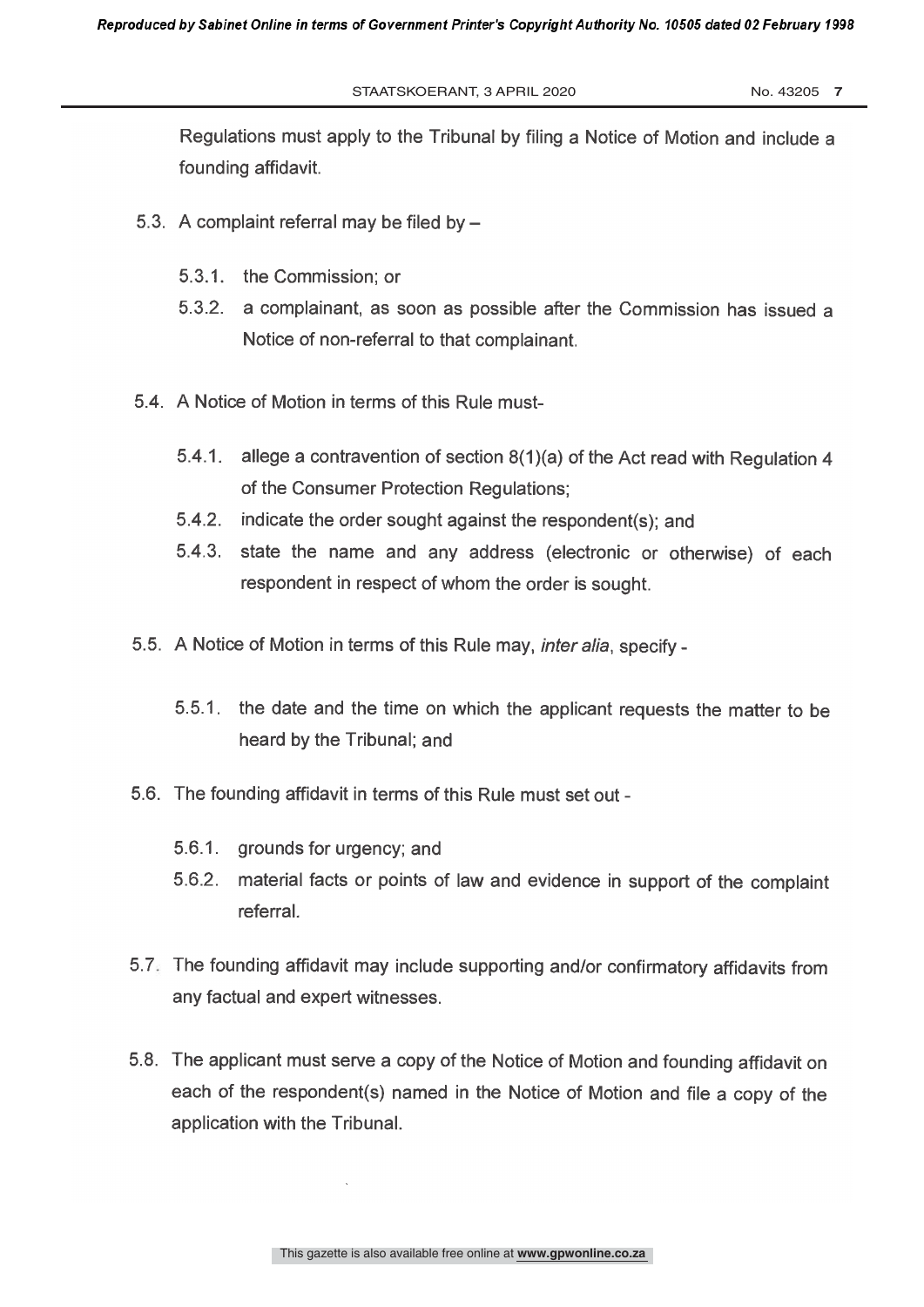Regulations must apply to the Tribunal by filing a Notice of Motion and include a founding affidavit.

5.3. A complaint referral may be filed by –

5.3.1. the Commission; or

5.3.2. a complainant, as soon as possible after the Commission has issued a Notice of non-referral to that complainant.

5.4. A Notice of Motion in terms of this Rule must-

5.4.1. allege a contravention of section 8(1)(a) of the Act read with Regulation 4 of the Consumer Protection Regulations;

5.4.2. indicate the order sought against the respondent(s); and

5.4.3. state the name and any address (electronic or otherwise) of each respondent in respect of whom the order is sought.

5.5. A Notice of Motion in terms of this Rule may, *inter alia*, specify -

5.5.1. the date and the time on which the applicant requests the matter to be heard by the Tribunal; and

5.6. The founding affidavit in terms of this Rule must set out -

5.6.1. grounds for urgency; and

5.6.2. material facts or points of law and evidence in support of the complaint referral.

5.7. The founding affidavit may include supporting and/or confirmatory affidavits from any factual and expert witnesses.

5.8. The applicant must serve a copy of the Notice of Motion and founding affidavit on each of the respondent(s) named in the Notice of Motion and file a copy of the application with the Tribunal.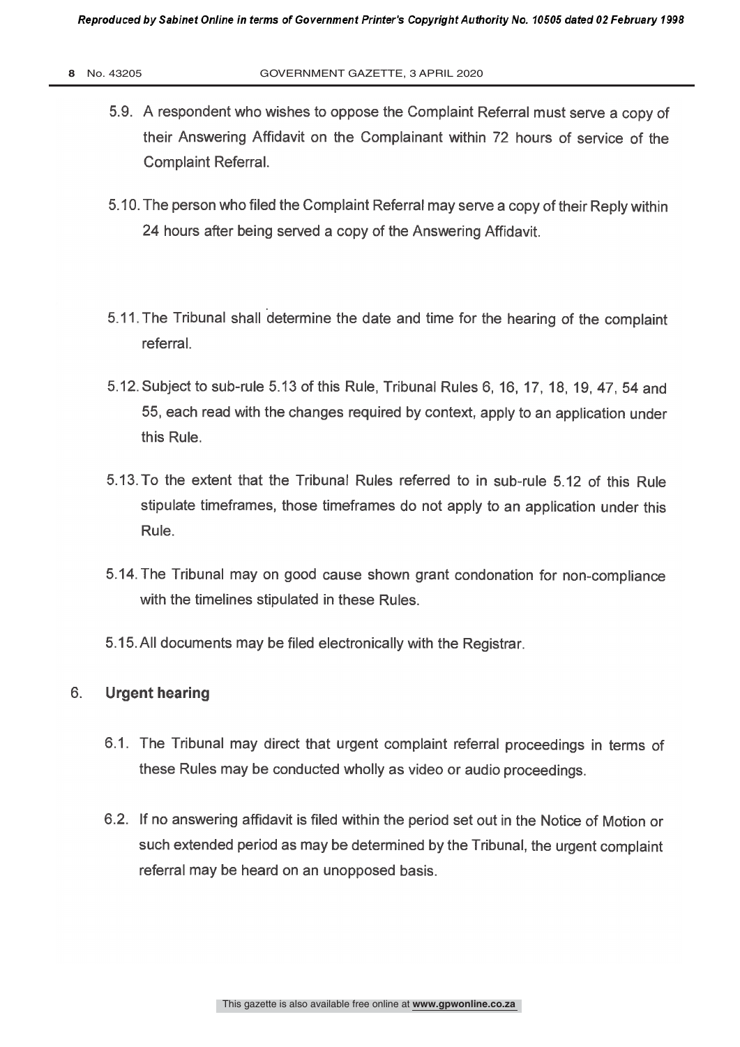5.9. A respondent who wishes to oppose the Complaint Referral must serve a copy of their Answering Affidavit on the Complainant within 72 hours of service of the Complaint Referral.

5.10. The person who filed the Complaint Referral may serve a copy of their Reply within 24 hours after being served a copy of the Answering Affidavit.

5.11. The Tribunal shall determine the date and time for the hearing of the complaint referral.

5.12. Subject to sub-rule 5.13 of this Rule, Tribunal Rules 6, 16, 17, 18, 19, 47, 54 and 55, each read with the changes required by context, apply to an application under this Rule.

5.13. To the extent that the Tribunal Rules referred to in sub-rule 5.12 of this Rule stipulate timeframes, those timeframes do not apply to an application under this Rule.

5.14. The Tribunal may on good cause shown grant condonation for non-compliance with the timelines stipulated in these Rules.

5.15. All documents may be filed electronically with the Registrar.

## 6. Urgent hearing

6.1. The Tribunal may direct that urgent complaint referral proceedings in terms of these Rules may be conducted wholly as video or audio proceedings.

6.2. If no answering affidavit is filed within the period set out in the Notice of Motion or such extended period as may be determined by the Tribunal, the urgent complaint referral may be heard on an unopposed basis.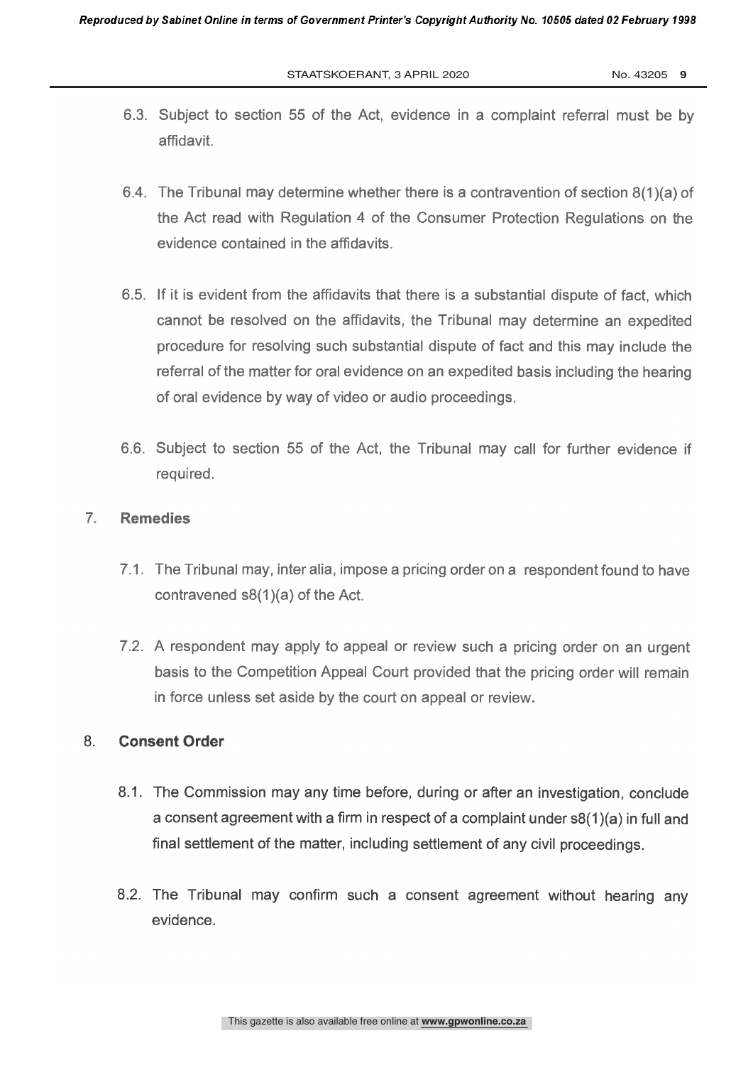6.3. Subject to section 55 of the Act, evidence in a complaint referral must be by affidavit.

6.4. The Tribunal may determine whether there is a contravention of section 8(1)(a) of the Act read with Regulation 4 of the Consumer Protection Regulations on the evidence contained in the affidavits.

6.5. If it is evident from the affidavits that there is a substantial dispute of fact, which cannot be resolved on the affidavits, the Tribunal may determine an expedited procedure for resolving such substantial dispute of fact and this may include the referral of the matter for oral evidence on an expedited basis including the hearing of oral evidence by way of video or audio proceedings.

6.6. Subject to section 55 of the Act, the Tribunal may call for further evidence if required.

## 7. Remedies

7.1. The Tribunal may, inter alia, impose a pricing order on a respondent found to have contravened s8(1)(a) of the Act.

7.2. A respondent may apply to appeal or review such a pricing order on an urgent basis to the Competition Appeal Court provided that the pricing order will remain in force unless set aside by the court on appeal or review.

## 8. Consent Order

8.1. The Commission may any time before, during or after an investigation, conclude a consent agreement with a firm in respect of a complaint under s8(1)(a) in full and final settlement of the matter, including settlement of any civil proceedings.

8.2. The Tribunal may confirm such a consent agreement without hearing any evidence.